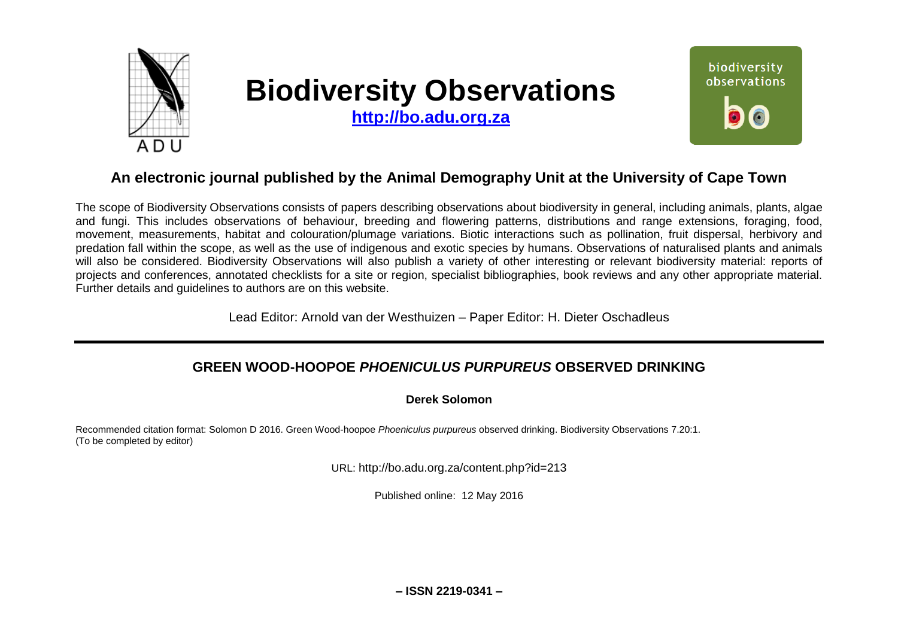# Biodiversity Observations

**http://bo.adu.org.za**

## An electronic journal published by the Animal Demography Unit at the University of Cape Town

The scope of Biodiversity Observations consists of papers describing observations about biodiversity in general, including animals, plants, algae and fungi. This includes observations of behaviour, breeding and flowering patterns, distributions and range extensions, foraging, food, movement, measurements, habitat and colouration/plumage variations. Biotic interactions such as pollination, fruit dispersal, herbivory and predation fall within the scope, as well as the use of indigenous and exotic species by humans. Observations of naturalised plants and animals will also be considered. Biodiversity Observations will also publish a variety of other interesting or relevant biodiversity material: reports of projects and conferences, annotated checklists for a site or region, specialist bibliographies, book reviews and any other appropriate material. Further details and guidelines to authors are on this website.

Lead Editor: Arnold van der Westhuizen – Paper Editor: H. Dieter Oschadleus

---

## GREEN WOOD-HOOPOE *PHOENICULUS PURPUREUS* OBSERVED DRINKING

**Derek Solomon**

Recommended citation format: Solomon D 2016. Green Wood-hoopoe *Phoeniculus purpureus* observed drinking. Biodiversity Observations 7.20:1.
(To be completed by editor)

URL: http://bo.adu.org.za/content.php?id=213

Published online: 12 May 2016

**– ISSN 2219-0341 –**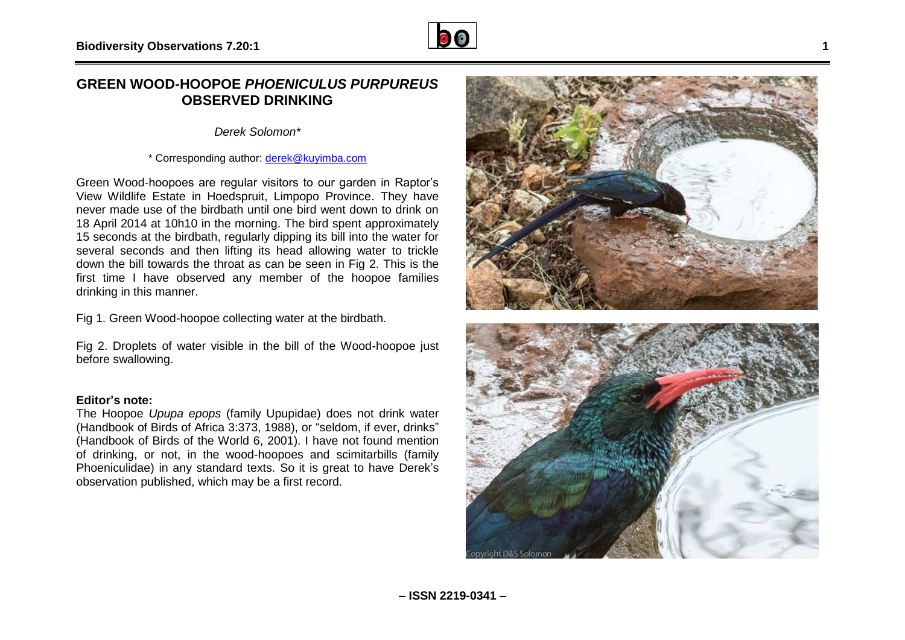# GREEN WOOD-HOOPOE *PHOENICULUS PURPUREUS* OBSERVED DRINKING

*Derek Solomon**

\* Corresponding author: derek@kuyimba.com

Green Wood-hoopoes are regular visitors to our garden in Raptor's View Wildlife Estate in Hoedspruit, Limpopo Province. They have never made use of the birdbath until one bird went down to drink on 18 April 2014 at 10h10 in the morning. The bird spent approximately 15 seconds at the birdbath, regularly dipping its bill into the water for several seconds and then lifting its head allowing water to trickle down the bill towards the throat as can be seen in Fig 2. This is the first time I have observed any member of the hoopoe families drinking in this manner.

Fig 1. Green Wood-hoopoe collecting water at the birdbath.

Fig 2. Droplets of water visible in the bill of the Wood-hoopoe just before swallowing.

**Editor's note:**

The Hoopoe *Upupa epops* (family Upupidae) does not drink water (Handbook of Birds of Africa 3:373, 1988), or "seldom, if ever, drinks" (Handbook of Birds of the World 6, 2001). I have not found mention of drinking, or not, in the wood-hoopoes and scimitarbills (family Phoeniculidae) in any standard texts. So it is great to have Derek's observation published, which may be a first record.